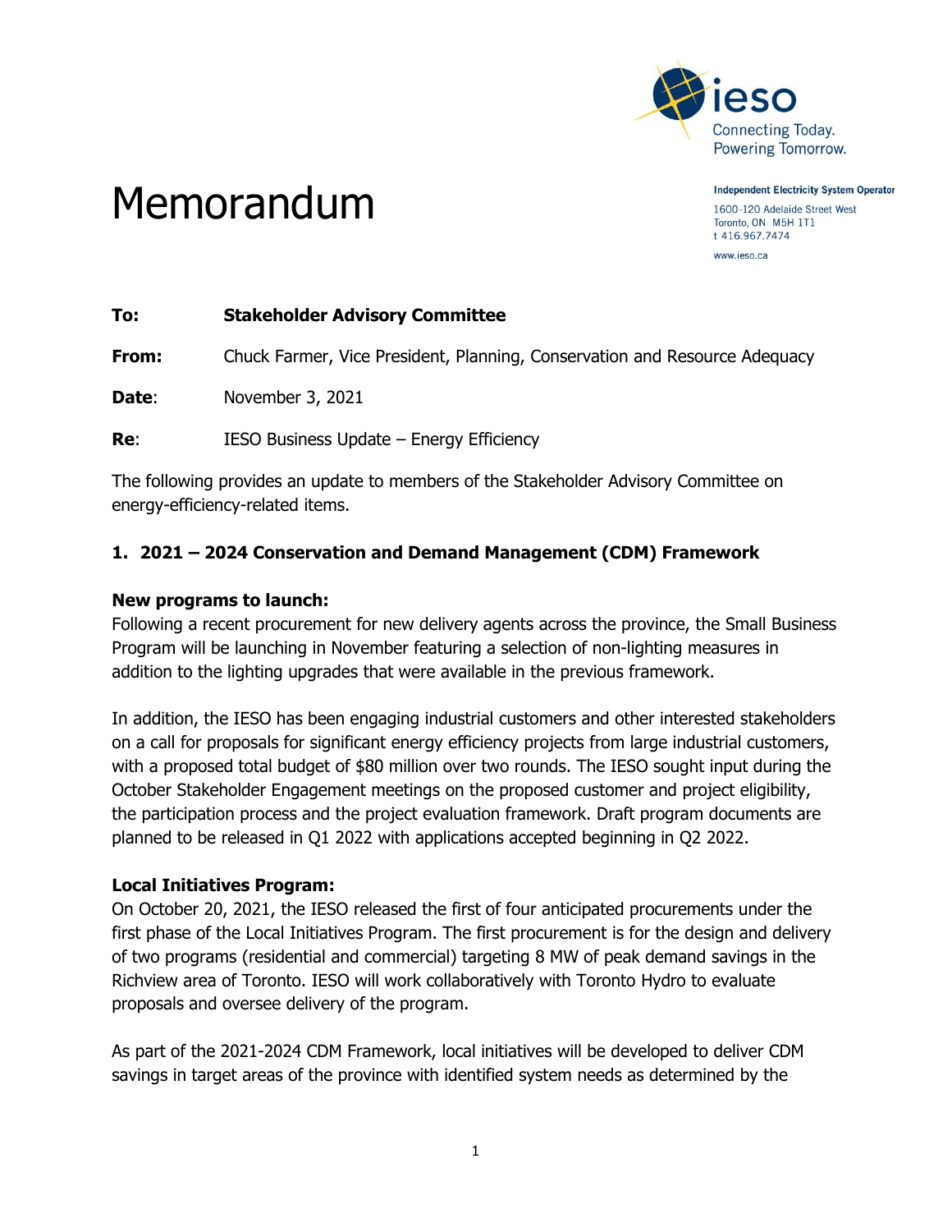Independent Electricity System Operator
1600-120 Adelaide Street West
Toronto, ON M5H 1T1
t 416.967.7474
www.ieso.ca

# Memorandum

**To:** **Stakeholder Advisory Committee**

**From:** Chuck Farmer, Vice President, Planning, Conservation and Resource Adequacy

**Date:** November 3, 2021

**Re:** IESO Business Update – Energy Efficiency

The following provides an update to members of the Stakeholder Advisory Committee on energy-efficiency-related items.

## 1. 2021 – 2024 Conservation and Demand Management (CDM) Framework

### New programs to launch:

Following a recent procurement for new delivery agents across the province, the Small Business Program will be launching in November featuring a selection of non-lighting measures in addition to the lighting upgrades that were available in the previous framework.

In addition, the IESO has been engaging industrial customers and other interested stakeholders on a call for proposals for significant energy efficiency projects from large industrial customers, with a proposed total budget of $80 million over two rounds. The IESO sought input during the October Stakeholder Engagement meetings on the proposed customer and project eligibility, the participation process and the project evaluation framework. Draft program documents are planned to be released in Q1 2022 with applications accepted beginning in Q2 2022.

### Local Initiatives Program:

On October 20, 2021, the IESO released the first of four anticipated procurements under the first phase of the Local Initiatives Program. The first procurement is for the design and delivery of two programs (residential and commercial) targeting 8 MW of peak demand savings in the Richview area of Toronto. IESO will work collaboratively with Toronto Hydro to evaluate proposals and oversee delivery of the program.

As part of the 2021-2024 CDM Framework, local initiatives will be developed to deliver CDM savings in target areas of the province with identified system needs as determined by the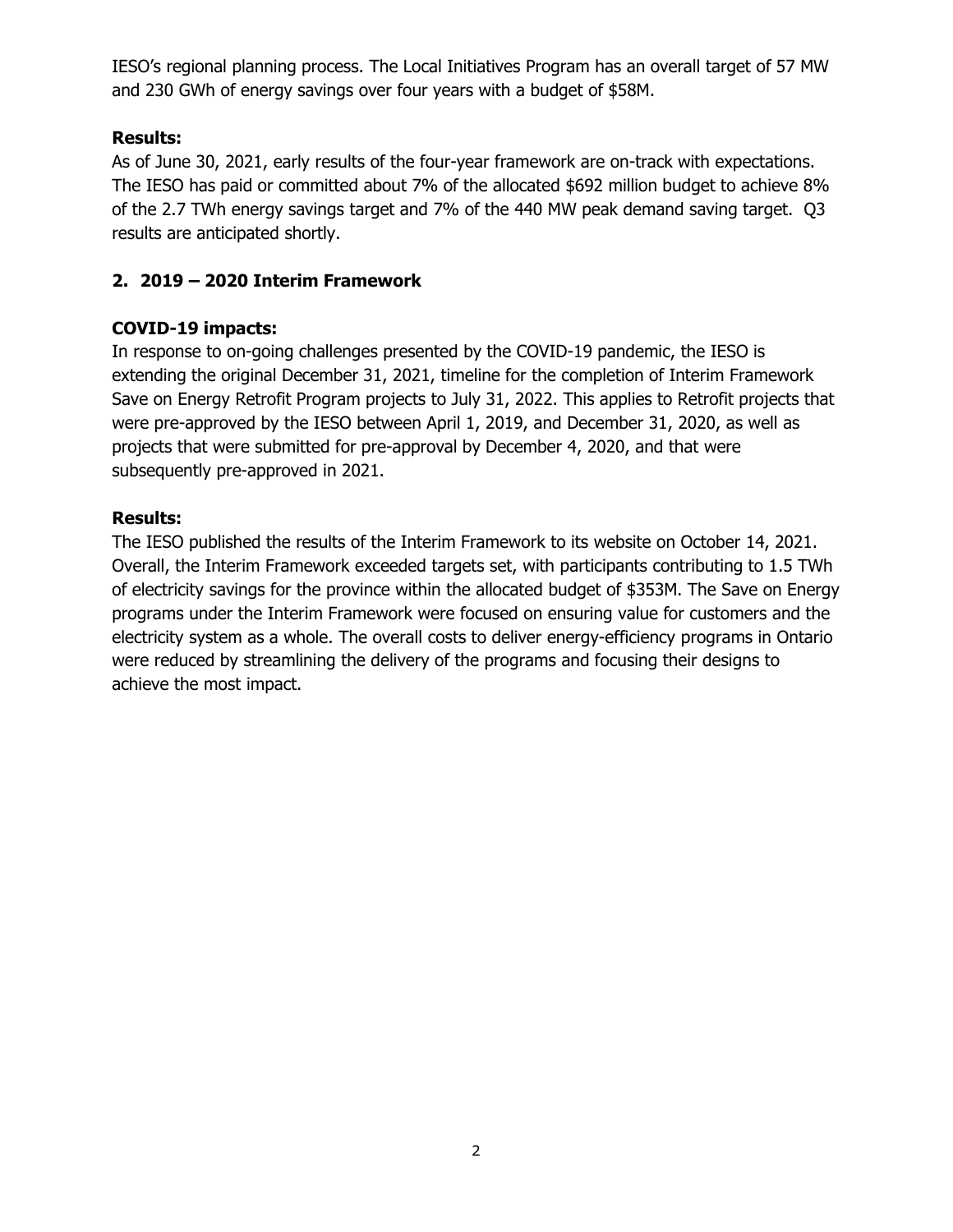IESO's regional planning process. The Local Initiatives Program has an overall target of 57 MW and 230 GWh of energy savings over four years with a budget of $58M.

**Results:**

As of June 30, 2021, early results of the four-year framework are on-track with expectations. The IESO has paid or committed about 7% of the allocated $692 million budget to achieve 8% of the 2.7 TWh energy savings target and 7% of the 440 MW peak demand saving target. Q3 results are anticipated shortly.

## 2. 2019 – 2020 Interim Framework

**COVID-19 impacts:**

In response to on-going challenges presented by the COVID-19 pandemic, the IESO is extending the original December 31, 2021, timeline for the completion of Interim Framework Save on Energy Retrofit Program projects to July 31, 2022. This applies to Retrofit projects that were pre-approved by the IESO between April 1, 2019, and December 31, 2020, as well as projects that were submitted for pre-approval by December 4, 2020, and that were subsequently pre-approved in 2021.

**Results:**

The IESO published the results of the Interim Framework to its website on October 14, 2021. Overall, the Interim Framework exceeded targets set, with participants contributing to 1.5 TWh of electricity savings for the province within the allocated budget of $353M. The Save on Energy programs under the Interim Framework were focused on ensuring value for customers and the electricity system as a whole. The overall costs to deliver energy-efficiency programs in Ontario were reduced by streamlining the delivery of the programs and focusing their designs to achieve the most impact.